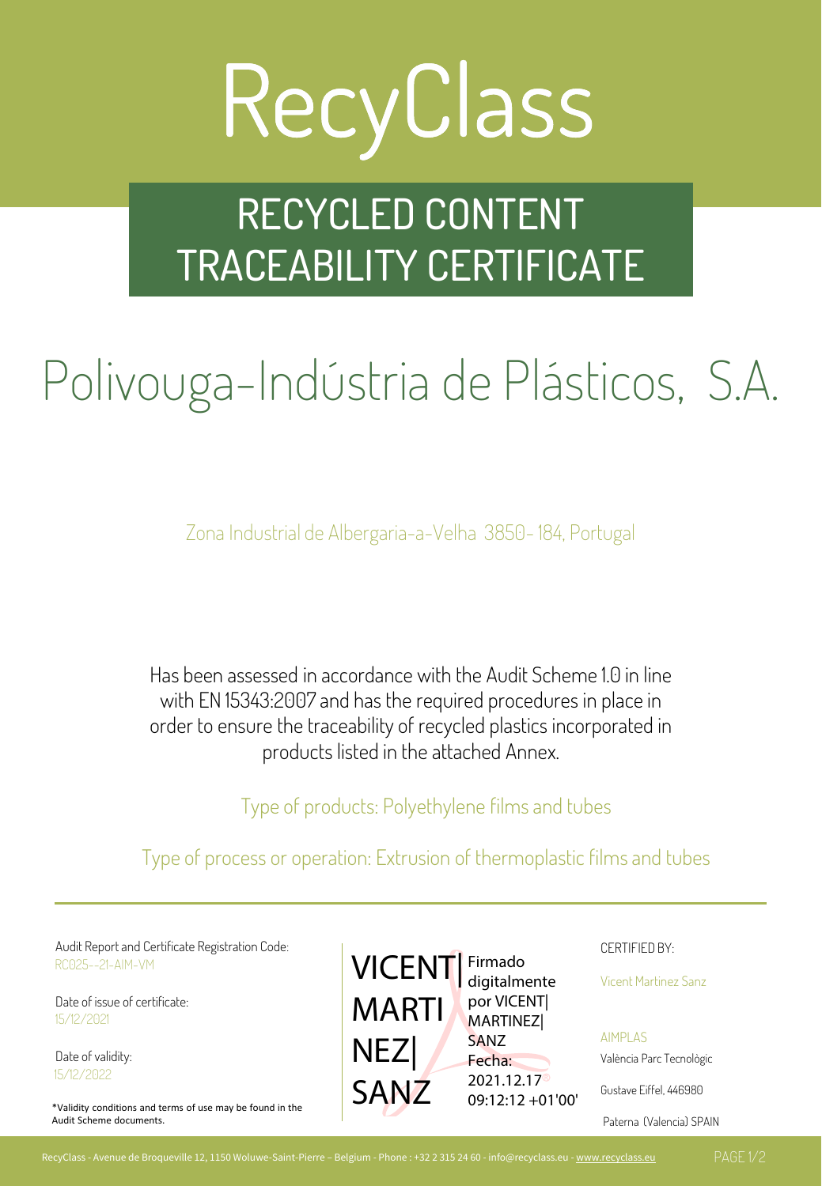# RecyClass

## RECYCLED CONTENT TRACEABILITY CERTIFICATE

# Polivouga-Indústria de Plásticos, S.A.

Zona Industrial de Albergaria-a-Velha 3850- 184, Portugal

Has been assessed in accordance with the Audit Scheme 1.0 in line with EN 15343:2007 and has the required procedures in place in order to ensure the traceability of recycled plastics incorporated in products listed in the attached Annex.

Type of products: Polyethylene films and tubes

Type of process or operation: Extrusion of thermoplastic films and tubes

---

Audit Report and Certificate Registration Code:
RC025--21-AIM-VM

Date of issue of certificate:
15/12/2021

Date of validity:
15/12/2022

*Validity conditions and terms of use may be found in the Audit Scheme documents.

VICENT| MARTINEZ| SANZ
Firmado digitalmente por VICENT| MARTINEZ| SANZ
Fecha: 2021.12.17 09:12:12 +01'00'

CERTIFIED BY:

Vicent Martinez Sanz

AIMPLAS
València Parc Tecnològic
Gustave Eiffel, 446980
Paterna (Valencia) SPAIN

RecyClass - Avenue de Broqueville 12, 1150 Woluwe-Saint-Pierre – Belgium - Phone : +32 2 315 24 60 - info@recyclass.eu - www.recyclass.eu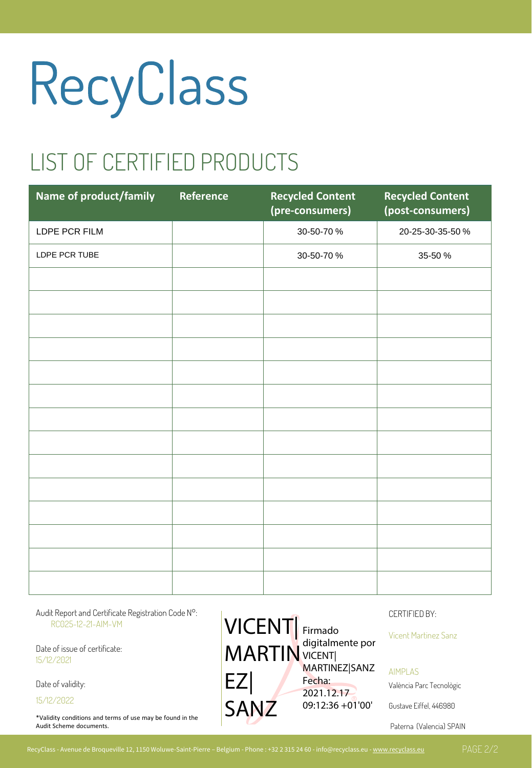# RecyClass

## LIST OF CERTIFIED PRODUCTS

| Name of product/family | Reference | Recycled Content (pre-consumers) | Recycled Content (post-consumers) |
|---|---|---|---|
| LDPE PCR FILM | | 30-50-70 % | 20-25-30-35-50 % |
| LDPE PCR TUBE | | 30-50-70 % | 35-50 % |
| | | | |
| | | | |
| | | | |
| | | | |
| | | | |
| | | | |
| | | | |
| | | | |
| | | | |
| | | | |
| | | | |
| | | | |
| | | | |
| | | | |

Audit Report and Certificate Registration Code N°:
RC025-12-21-AIM-VM

Date of issue of certificate:
15/12/2021

Date of validity:
15/12/2022

*Validity conditions and terms of use may be found in the Audit Scheme documents.

VICENT| MARTINEZ| SANZ
Firmado digitalmente por VICENT| MARTINEZ|SANZ
Fecha: 2021.12.17 09:12:36 +01'00'

CERTIFIED BY:

Vicent Martinez Sanz

AIMPLAS

València Parc Tecnològic

Gustave Eiffel, 446980

Paterna (Valencia) SPAIN

RecyClass - Avenue de Broqueville 12, 1150 Woluwe-Saint-Pierre – Belgium - Phone : +32 2 315 24 60 - info@recyclass.eu - www.recyclass.eu